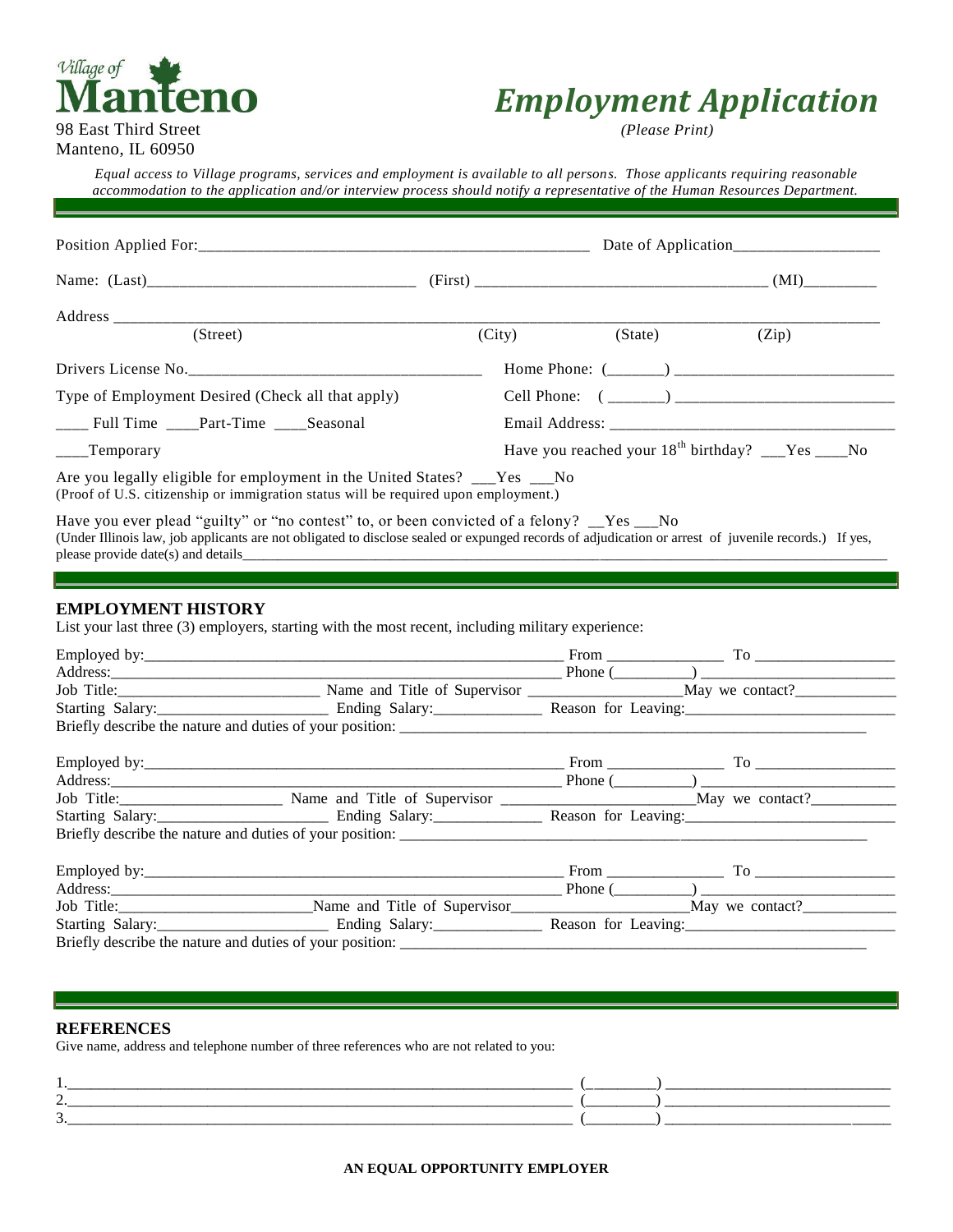Village of **Manteno**

98 East Third Street
Manteno, IL 60950

# *Employment Application*

*(Please Print)*

*Equal access to Village programs, services and employment is available to all persons. Those applicants requiring reasonable accommodation to the application and/or interview process should notify a representative of the Human Resources Department.*

---

Position Applied For:\_\_\_\_\_\_\_\_\_\_\_\_\_\_\_\_\_\_\_\_\_\_\_\_\_\_\_\_\_\_\_\_\_\_\_\_\_\_\_\_\_\_\_\_\_\_\_\_ Date of Application\_\_\_\_\_\_\_\_\_\_\_\_\_\_\_\_\_\_

Name: (Last)\_\_\_\_\_\_\_\_\_\_\_\_\_\_\_\_\_\_\_\_\_\_\_\_\_\_\_\_\_\_\_\_\_\_ (First) \_\_\_\_\_\_\_\_\_\_\_\_\_\_\_\_\_\_\_\_\_\_\_\_\_\_\_\_\_\_\_\_\_\_\_\_ (MI)\_\_\_\_\_\_\_\_\_

Address \_\_\_\_\_\_\_\_\_\_\_\_\_\_\_\_\_\_\_\_\_\_\_\_\_\_\_\_\_\_\_\_\_\_\_\_\_\_\_\_\_\_\_\_\_\_\_\_\_\_\_\_\_\_\_\_\_\_\_\_\_\_\_\_\_\_\_\_\_\_\_\_\_\_\_\_\_\_\_\_\_\_\_\_\_\_\_\_\_
(Street) (City) (State) (Zip)

Drivers License No.\_\_\_\_\_\_\_\_\_\_\_\_\_\_\_\_\_\_\_\_\_\_\_\_\_\_\_\_\_\_\_\_\_\_\_\_\_\_

Home Phone: (\_\_\_\_\_\_\_) \_\_\_\_\_\_\_\_\_\_\_\_\_\_\_\_\_\_\_\_\_\_\_\_\_\_\_

Type of Employment Desired (Check all that apply)

Cell Phone: ( \_\_\_\_\_\_\_) \_\_\_\_\_\_\_\_\_\_\_\_\_\_\_\_\_\_\_\_\_\_\_\_\_\_\_\_

\_\_\_\_ Full Time \_\_\_\_Part-Time \_\_\_\_Seasonal

Email Address: \_\_\_\_\_\_\_\_\_\_\_\_\_\_\_\_\_\_\_\_\_\_\_\_\_\_\_\_\_\_\_\_\_\_\_\_

\_\_\_\_Temporary

Have you reached your 18th birthday? \_\_\_Yes \_\_\_\_No

Are you legally eligible for employment in the United States? \_\_\_Yes \_\_\_No
(Proof of U.S. citizenship or immigration status will be required upon employment.)

Have you ever plead "guilty" or "no contest" to, or been convicted of a felony? \_\_Yes \_\_\_No
(Under Illinois law, job applicants are not obligated to disclose sealed or expunged records of adjudication or arrest of juvenile records.) If yes, please provide date(s) and details\_\_\_\_\_\_\_\_\_\_\_\_\_\_\_\_\_\_\_\_\_\_\_\_\_\_\_\_\_\_\_\_\_\_\_\_\_\_\_\_\_\_\_\_\_\_\_\_\_\_\_\_\_\_\_\_\_\_\_\_\_\_\_\_\_\_\_\_\_\_\_\_\_\_\_\_\_\_\_\_\_\_\_\_\_\_\_\_\_\_\_\_\_\_\_\_

---

## EMPLOYMENT HISTORY

List your last three (3) employers, starting with the most recent, including military experience:

Employed by:\_\_\_\_\_\_\_\_\_\_\_\_\_\_\_\_\_\_\_\_\_\_\_\_\_\_\_\_\_\_\_\_\_\_\_\_\_\_\_\_\_\_\_\_\_\_\_\_\_\_\_\_\_\_\_\_ From \_\_\_\_\_\_\_\_\_\_\_\_\_\_\_ To \_\_\_\_\_\_\_\_\_\_\_\_\_\_\_\_\_\_
Address:\_\_\_\_\_\_\_\_\_\_\_\_\_\_\_\_\_\_\_\_\_\_\_\_\_\_\_\_\_\_\_\_\_\_\_\_\_\_\_\_\_\_\_\_\_\_\_\_\_\_\_\_\_\_\_\_\_\_\_\_ Phone (\_\_\_\_\_\_\_\_\_\_) \_\_\_\_\_\_\_\_\_\_\_\_\_\_\_\_\_\_\_\_\_\_\_\_\_\_
Job Title:\_\_\_\_\_\_\_\_\_\_\_\_\_\_\_\_\_\_\_\_\_\_\_\_\_\_ Name and Title of Supervisor \_\_\_\_\_\_\_\_\_\_\_\_\_\_\_\_\_\_\_May we contact?\_\_\_\_\_\_\_\_\_\_\_\_\_
Starting Salary:\_\_\_\_\_\_\_\_\_\_\_\_\_\_\_\_\_\_\_\_\_\_ Ending Salary:\_\_\_\_\_\_\_\_\_\_\_\_\_\_ Reason for Leaving:\_\_\_\_\_\_\_\_\_\_\_\_\_\_\_\_\_\_\_\_\_\_\_\_\_\_\_
Briefly describe the nature and duties of your position: \_\_\_\_\_\_\_\_\_\_\_\_\_\_\_\_\_\_\_\_\_\_\_\_\_\_\_\_\_\_\_\_\_\_\_\_\_\_\_\_\_\_\_\_\_\_\_\_\_\_\_\_\_\_\_\_\_\_\_\_\_

Employed by:\_\_\_\_\_\_\_\_\_\_\_\_\_\_\_\_\_\_\_\_\_\_\_\_\_\_\_\_\_\_\_\_\_\_\_\_\_\_\_\_\_\_\_\_\_\_\_\_\_\_\_\_\_\_\_\_ From \_\_\_\_\_\_\_\_\_\_\_\_\_\_\_ To \_\_\_\_\_\_\_\_\_\_\_\_\_\_\_\_\_\_
Address:\_\_\_\_\_\_\_\_\_\_\_\_\_\_\_\_\_\_\_\_\_\_\_\_\_\_\_\_\_\_\_\_\_\_\_\_\_\_\_\_\_\_\_\_\_\_\_\_\_\_\_\_\_\_\_\_\_\_\_\_ Phone (\_\_\_\_\_\_\_\_\_\_) \_\_\_\_\_\_\_\_\_\_\_\_\_\_\_\_\_\_\_\_\_\_\_\_\_\_
Job Title:\_\_\_\_\_\_\_\_\_\_\_\_\_\_\_\_\_\_\_\_\_ Name and Title of Supervisor \_\_\_\_\_\_\_\_\_\_\_\_\_\_\_\_\_\_\_\_\_\_\_\_\_May we contact?\_\_\_\_\_\_\_\_\_\_\_
Starting Salary:\_\_\_\_\_\_\_\_\_\_\_\_\_\_\_\_\_\_\_\_\_\_ Ending Salary:\_\_\_\_\_\_\_\_\_\_\_\_\_\_ Reason for Leaving:\_\_\_\_\_\_\_\_\_\_\_\_\_\_\_\_\_\_\_\_\_\_\_\_\_\_\_
Briefly describe the nature and duties of your position: \_\_\_\_\_\_\_\_\_\_\_\_\_\_\_\_\_\_\_\_\_\_\_\_\_\_\_\_\_\_\_\_\_\_\_\_\_\_\_\_\_\_\_\_\_\_\_\_\_\_\_\_\_\_\_\_\_\_\_\_\_

Employed by:\_\_\_\_\_\_\_\_\_\_\_\_\_\_\_\_\_\_\_\_\_\_\_\_\_\_\_\_\_\_\_\_\_\_\_\_\_\_\_\_\_\_\_\_\_\_\_\_\_\_\_\_\_\_\_\_ From \_\_\_\_\_\_\_\_\_\_\_\_\_\_\_ To \_\_\_\_\_\_\_\_\_\_\_\_\_\_\_\_\_\_
Address:\_\_\_\_\_\_\_\_\_\_\_\_\_\_\_\_\_\_\_\_\_\_\_\_\_\_\_\_\_\_\_\_\_\_\_\_\_\_\_\_\_\_\_\_\_\_\_\_\_\_\_\_\_\_\_\_\_\_\_\_ Phone (\_\_\_\_\_\_\_\_\_\_) \_\_\_\_\_\_\_\_\_\_\_\_\_\_\_\_\_\_\_\_\_\_\_\_\_\_
Job Title:\_\_\_\_\_\_\_\_\_\_\_\_\_\_\_\_\_\_\_\_\_\_\_\_\_\_Name and Title of Supervisor\_\_\_\_\_\_\_\_\_\_\_\_\_\_\_\_\_\_\_\_\_\_\_May we contact?\_\_\_\_\_\_\_\_\_\_\_\_
Starting Salary:\_\_\_\_\_\_\_\_\_\_\_\_\_\_\_\_\_\_\_\_\_\_ Ending Salary:\_\_\_\_\_\_\_\_\_\_\_\_\_\_ Reason for Leaving:\_\_\_\_\_\_\_\_\_\_\_\_\_\_\_\_\_\_\_\_\_\_\_\_\_\_\_
Briefly describe the nature and duties of your position: \_\_\_\_\_\_\_\_\_\_\_\_\_\_\_\_\_\_\_\_\_\_\_\_\_\_\_\_\_\_\_\_\_\_\_\_\_\_\_\_\_\_\_\_\_\_\_\_\_\_\_\_\_\_\_\_\_\_\_\_\_

---

## REFERENCES

Give name, address and telephone number of three references who are not related to you:

1.\_\_\_\_\_\_\_\_\_\_\_\_\_\_\_\_\_\_\_\_\_\_\_\_\_\_\_\_\_\_\_\_\_\_\_\_\_\_\_\_\_\_\_\_\_\_\_\_\_\_\_\_\_\_\_\_\_\_\_\_\_\_\_\_ (\_\_\_\_\_\_\_\_\_) \_\_\_\_\_\_\_\_\_\_\_\_\_\_\_\_\_\_\_\_\_\_\_\_\_\_\_\_\_
2.\_\_\_\_\_\_\_\_\_\_\_\_\_\_\_\_\_\_\_\_\_\_\_\_\_\_\_\_\_\_\_\_\_\_\_\_\_\_\_\_\_\_\_\_\_\_\_\_\_\_\_\_\_\_\_\_\_\_\_\_\_\_\_\_ (\_\_\_\_\_\_\_\_\_) \_\_\_\_\_\_\_\_\_\_\_\_\_\_\_\_\_\_\_\_\_\_\_\_\_\_\_\_\_
3.\_\_\_\_\_\_\_\_\_\_\_\_\_\_\_\_\_\_\_\_\_\_\_\_\_\_\_\_\_\_\_\_\_\_\_\_\_\_\_\_\_\_\_\_\_\_\_\_\_\_\_\_\_\_\_\_\_\_\_\_\_\_\_\_ (\_\_\_\_\_\_\_\_\_) \_\_\_\_\_\_\_\_\_\_\_\_\_\_\_\_\_\_\_\_\_\_\_\_\_\_\_\_\_

**AN EQUAL OPPORTUNITY EMPLOYER**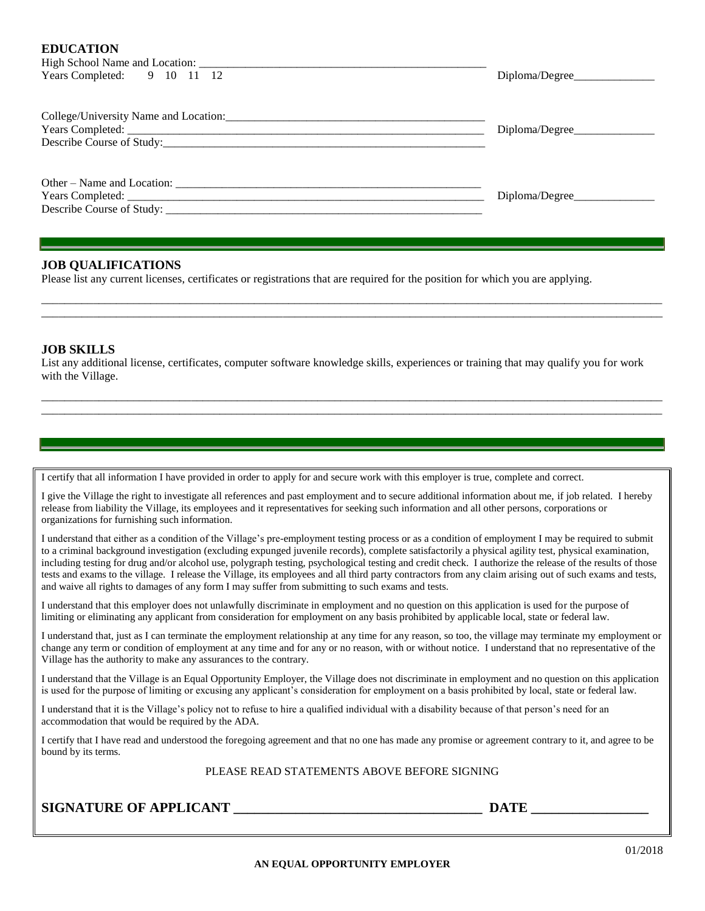## EDUCATION

High School Name and Location: ______________________________________________

Years Completed: 9 10 11 12 Diploma/Degree______________

College/University Name and Location:______________________________________________

Years Completed: ______________________________________________ Diploma/Degree______________

Describe Course of Study:______________________________________________

Other – Name and Location: ______________________________________________

Years Completed: ______________________________________________ Diploma/Degree______________

Describe Course of Study: ______________________________________________

---

## JOB QUALIFICATIONS

Please list any current licenses, certificates or registrations that are required for the position for which you are applying.

______________________________________________________________________________________________

______________________________________________________________________________________________

## JOB SKILLS

List any additional license, certificates, computer software knowledge skills, experiences or training that may qualify you for work with the Village.

______________________________________________________________________________________________

______________________________________________________________________________________________

---

I certify that all information I have provided in order to apply for and secure work with this employer is true, complete and correct.

I give the Village the right to investigate all references and past employment and to secure additional information about me, if job related. I hereby release from liability the Village, its employees and it representatives for seeking such information and all other persons, corporations or organizations for furnishing such information.

I understand that either as a condition of the Village's pre-employment testing process or as a condition of employment I may be required to submit to a criminal background investigation (excluding expunged juvenile records), complete satisfactorily a physical agility test, physical examination, including testing for drug and/or alcohol use, polygraph testing, psychological testing and credit check. I authorize the release of the results of those tests and exams to the village. I release the Village, its employees and all third party contractors from any claim arising out of such exams and tests, and waive all rights to damages of any form I may suffer from submitting to such exams and tests.

I understand that this employer does not unlawfully discriminate in employment and no question on this application is used for the purpose of limiting or eliminating any applicant from consideration for employment on any basis prohibited by applicable local, state or federal law.

I understand that, just as I can terminate the employment relationship at any time for any reason, so too, the village may terminate my employment or change any term or condition of employment at any time and for any or no reason, with or without notice. I understand that no representative of the Village has the authority to make any assurances to the contrary.

I understand that the Village is an Equal Opportunity Employer, the Village does not discriminate in employment and no question on this application is used for the purpose of limiting or excusing any applicant's consideration for employment on a basis prohibited by local, state or federal law.

I understand that it is the Village's policy not to refuse to hire a qualified individual with a disability because of that person's need for an accommodation that would be required by the ADA.

I certify that I have read and understood the foregoing agreement and that no one has made any promise or agreement contrary to it, and agree to be bound by its terms.

PLEASE READ STATEMENTS ABOVE BEFORE SIGNING

**SIGNATURE OF APPLICANT ____________________________________ DATE _________________**

01/2018

**AN EQUAL OPPORTUNITY EMPLOYER**